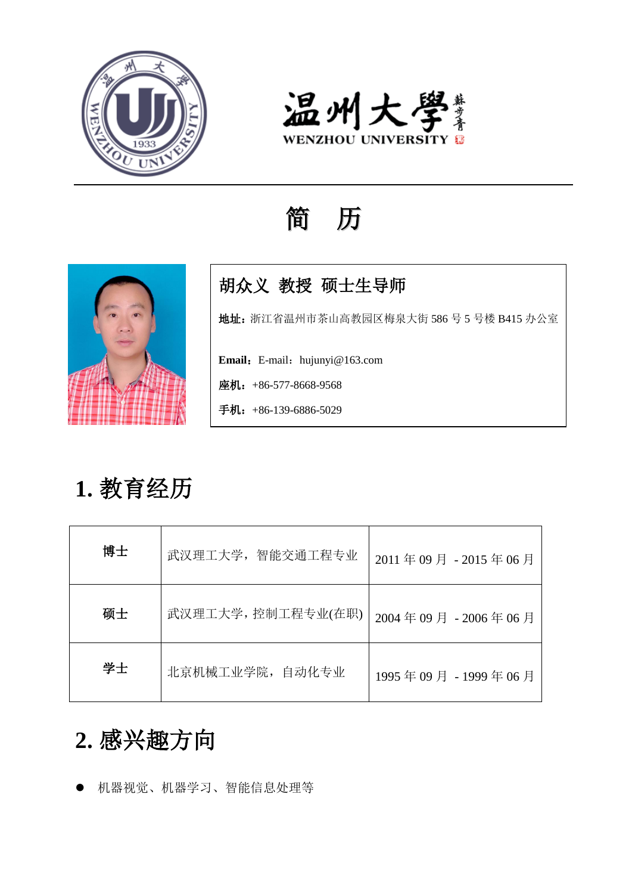# 简　历

**胡众义　教授　硕士生导师**

**地址**：浙江省温州市茶山高教园区梅泉大街 586 号 5 号楼 B415 办公室

**Email**：E-mail：hujunyi@163.com

**座机**：+86-577-8668-9568

**手机**：+86-139-6886-5029

## 1. 教育经历

| 博士 | 武汉理工大学，智能交通工程专业 | 2011 年 09 月 - 2015 年 06 月 |
|---|---|---|
| 硕士 | 武汉理工大学，控制工程专业(在职) | 2004 年 09 月 - 2006 年 06 月 |
| 学士 | 北京机械工业学院，自动化专业 | 1995 年 09 月 - 1999 年 06 月 |

## 2. 感兴趣方向

- 机器视觉、机器学习、智能信息处理等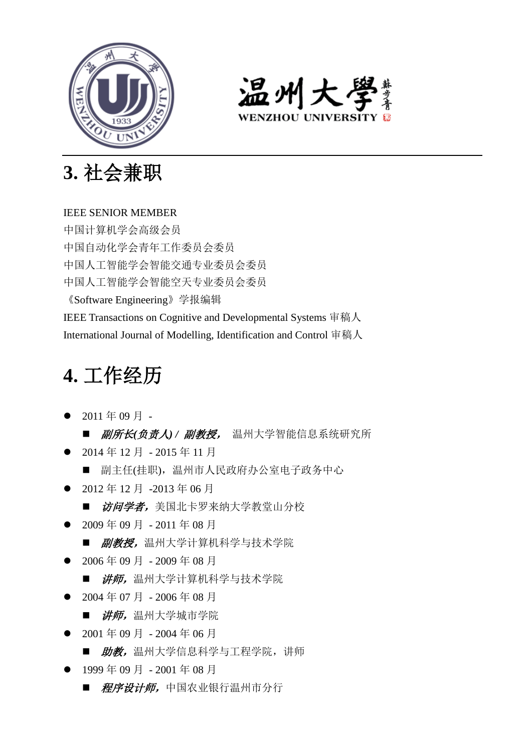## 3. 社会兼职

IEEE SENIOR MEMBER
中国计算机学会高级会员
中国自动化学会青年工作委员会委员
中国人工智能学会智能交通专业委员会委员
中国人工智能学会智能空天专业委员会委员
《Software Engineering》学报编辑
IEEE Transactions on Cognitive and Developmental Systems 审稿人
International Journal of Modelling, Identification and Control 审稿人

## 4. 工作经历

- 2011 年 09 月 -
  - ***副所长(负责人) / 副教授，*** 温州大学智能信息系统研究所
- 2014 年 12 月 - 2015 年 11 月
  - 副主任(挂职)，温州市人民政府办公室电子政务中心
- 2012 年 12 月 -2013 年 06 月
  - ***访问学者，*** 美国北卡罗来纳大学教堂山分校
- 2009 年 09 月 - 2011 年 08 月
  - ***副教授，*** 温州大学计算机科学与技术学院
- 2006 年 09 月 - 2009 年 08 月
  - ***讲师，*** 温州大学计算机科学与技术学院
- 2004 年 07 月 - 2006 年 08 月
  - ***讲师，*** 温州大学城市学院
- 2001 年 09 月 - 2004 年 06 月
  - ***助教，*** 温州大学信息科学与工程学院，讲师
- 1999 年 09 月 - 2001 年 08 月
  - ***程序设计师，*** 中国农业银行温州市分行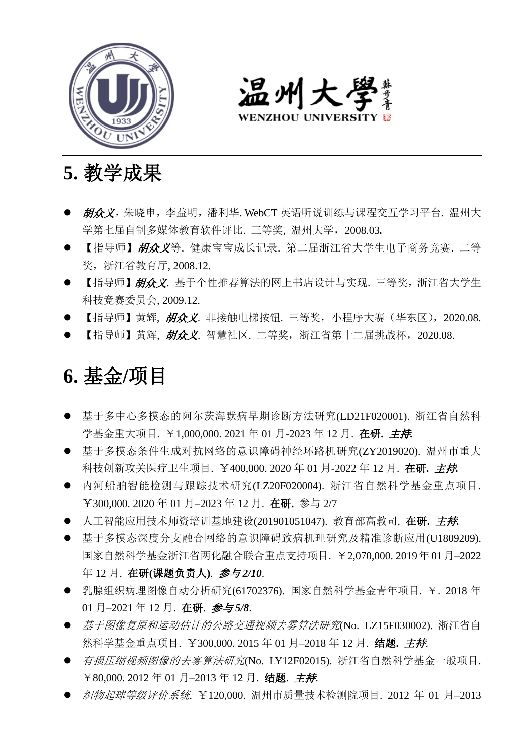## 5. 教学成果

- ***胡众义***，朱晓申，李益明，潘利华. WebCT 英语听说训练与课程交互学习平台. 温州大学第七届自制多媒体教育软件评比. 三等奖, 温州大学，2008.03**.**
- 【指导师】***胡众义***等. 健康宝宝成长记录. 第二届浙江省大学生电子商务竞赛. 二等奖，浙江省教育厅, 2008.12.
- 【指导师】***胡众义***. 基于个性推荐算法的网上书店设计与实现. 三等奖，浙江省大学生科技竞赛委员会, 2009.12.
- 【指导师】黄辉, ***胡众义***. 非接触电梯按钮. 三等奖，小程序大赛（华东区），2020.08.
- 【指导师】黄辉, ***胡众义***. 智慧社区. 二等奖，浙江省第十二届挑战杯，2020.08.

## 6. 基金/项目

- 基于多中心多模态的阿尔茨海默病早期诊断方法研究(LD21F020001). 浙江省自然科学基金重大项目. ￥1,000,000. 2021 年 01 月-2023 年 12 月. **在研. *主持.***
- 基于多模态条件生成对抗网络的意识障碍神经环路机研究(ZY2019020). 温州市重大科技创新攻关医疗卫生项目. ￥400,000. 2020 年 01 月-2022 年 12 月. **在研. *主持.***
- 内河船舶智能检测与跟踪技术研究(LZ20F020004). 浙江省自然科学基金重点项目. ￥300,000. 2020 年 01 月–2023 年 12 月. **在研.** 参与 2/7
- 人工智能应用技术师资培训基地建设(201901051047). 教育部高教司. **在研. *主持.***
- 基于多模态深度分支融合网络的意识障碍致病机理研究及精准诊断应用(U1809209). 国家自然科学基金浙江省两化融合联合重点支持项目. ￥2,070,000. 2019 年 01 月–2022 年 12 月. **在研(课题负责人). *参与 2/10*.**
- 乳腺组织病理图像自动分析研究(61702376). 国家自然科学基金青年项目. ￥. 2018 年 01 月–2021 年 12 月. **在研. *参与 5/8*.**
- *基于图像复原和运动估计的公路交通视频去雾算法研究*(No. LZ15F030002). 浙江省自然科学基金重点项目. ￥300,000. 2015 年 01 月–2018 年 12 月. **结题. *主持.***
- *有损压缩视频图像的去雾算法研究*(No. LY12F02015). 浙江省自然科学基金一般项目. ￥80,000. 2012 年 01 月–2013 年 12 月. **结题. *主持.***
- *织物起球等级评价系统*. ￥120,000. 温州市质量技术检测院项目. 2012 年 01 月–2013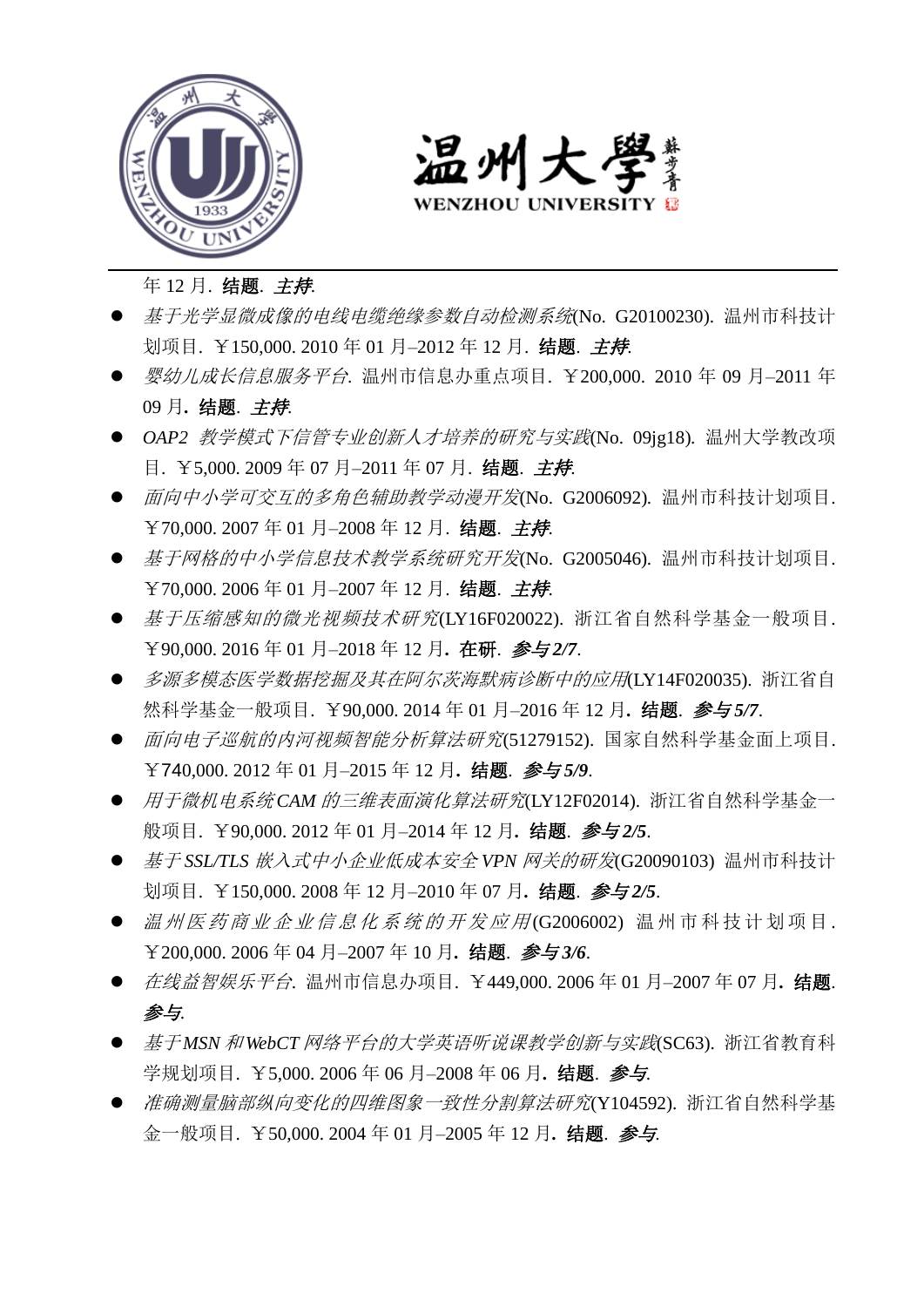年 12 月. **结题**. ***主持***.

- *基于光学显微成像的电线电缆绝缘参数自动检测系统*(No. G20100230). 温州市科技计划项目. ￥150,000. 2010 年 01 月–2012 年 12 月. **结题**. ***主持***.
- *婴幼儿成长信息服务平台*. 温州市信息办重点项目. ￥200,000. 2010 年 09 月–2011 年 09 月**. 结题**. ***主持***.
- *OAP2 教学模式下信管专业创新人才培养的研究与实践*(No. 09jg18). 温州大学教改项目. ￥5,000. 2009 年 07 月–2011 年 07 月. **结题**. ***主持***.
- *面向中小学可交互的多角色辅助教学动漫开发*(No. G2006092). 温州市科技计划项目. ￥70,000. 2007 年 01 月–2008 年 12 月. **结题**. ***主持***.
- *基于网格的中小学信息技术教学系统研究开发*(No. G2005046). 温州市科技计划项目. ￥70,000. 2006 年 01 月–2007 年 12 月. **结题**. ***主持***.
- *基于压缩感知的微光视频技术研究*(LY16F020022). 浙江省自然科学基金一般项目. ￥90,000. 2016 年 01 月–2018 年 12 月**. 在研**. ***参与 2/7***.
- *多源多模态医学数据挖掘及其在阿尔茨海默病诊断中的应用*(LY14F020035). 浙江省自然科学基金一般项目. ￥90,000. 2014 年 01 月–2016 年 12 月**. 结题**. ***参与 5/7***.
- *面向电子巡航的内河视频智能分析算法研究*(51279152). 国家自然科学基金面上项目. ￥740,000. 2012 年 01 月–2015 年 12 月**. 结题**. ***参与 5/9***.
- *用于微机电系统 CAM 的三维表面演化算法研究*(LY12F02014). 浙江省自然科学基金一般项目. ￥90,000. 2012 年 01 月–2014 年 12 月**. 结题**. ***参与 2/5***.
- *基于 SSL/TLS 嵌入式中小企业低成本安全 VPN 网关的研发*(G20090103) 温州市科技计划项目. ￥150,000. 2008 年 12 月–2010 年 07 月**. 结题**. ***参与 2/5***.
- *温州医药商业企业信息化系统的开发应用*(G2006002) 温州市科技计划项目. ￥200,000. 2006 年 04 月–2007 年 10 月**. 结题**. ***参与 3/6***.
- *在线益智娱乐平台*. 温州市信息办项目. ￥449,000. 2006 年 01 月–2007 年 07 月**. 结题**. ***参与***.
- *基于 MSN 和 WebCT 网络平台的大学英语听说课教学创新与实践*(SC63). 浙江省教育科学规划项目. ￥5,000. 2006 年 06 月–2008 年 06 月**. 结题**. ***参与***.
- *准确测量脑部纵向变化的四维图象一致性分割算法研究*(Y104592). 浙江省自然科学基金一般项目. ￥50,000. 2004 年 01 月–2005 年 12 月**. 结题**. ***参与***.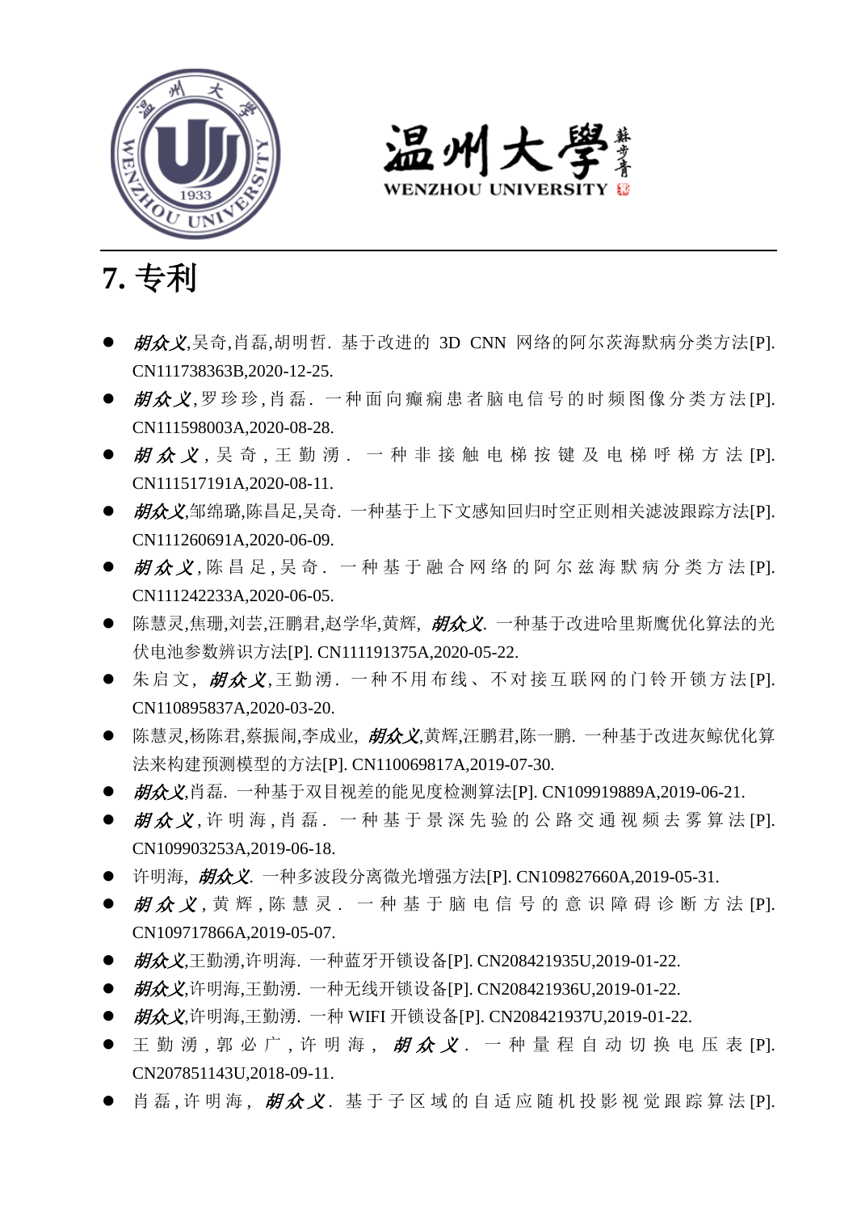# 7. 专利

- ***胡众义***,吴奇,肖磊,胡明哲. 基于改进的 3D CNN 网络的阿尔茨海默病分类方法[P]. CN111738363B,2020-12-25.
- ***胡众义***,罗珍珍,肖磊. 一种面向癫痫患者脑电信号的时频图像分类方法[P]. CN111598003A,2020-08-28.
- ***胡众义***,吴奇,王勤湧. 一种非接触电梯按键及电梯呼梯方法[P]. CN111517191A,2020-08-11.
- ***胡众义***,邹绵璐,陈昌足,吴奇. 一种基于上下文感知回归时空正则相关滤波跟踪方法[P]. CN111260691A,2020-06-09.
- ***胡众义***,陈昌足,吴奇. 一种基于融合网络的阿尔兹海默病分类方法[P]. CN111242233A,2020-06-05.
- 陈慧灵,焦珊,刘芸,汪鹏君,赵学华,黄辉, ***胡众义***. 一种基于改进哈里斯鹰优化算法的光伏电池参数辨识方法[P]. CN111191375A,2020-05-22.
- 朱启文, ***胡众义***,王勤湧. 一种不用布线、不对接互联网的门铃开锁方法[P]. CN110895837A,2020-03-20.
- 陈慧灵,杨陈君,蔡振闹,李成业, ***胡众义***,黄辉,汪鹏君,陈一鹏. 一种基于改进灰鲸优化算法来构建预测模型的方法[P]. CN110069817A,2019-07-30.
- ***胡众义***,肖磊. 一种基于双目视差的能见度检测算法[P]. CN109919889A,2019-06-21.
- ***胡众义***,许明海,肖磊. 一种基于景深先验的公路交通视频去雾算法[P]. CN109903253A,2019-06-18.
- 许明海, ***胡众义***. 一种多波段分离微光增强方法[P]. CN109827660A,2019-05-31.
- ***胡众义***,黄辉,陈慧灵. 一种基于脑电信号的意识障碍诊断方法[P]. CN109717866A,2019-05-07.
- ***胡众义***,王勤湧,许明海. 一种蓝牙开锁设备[P]. CN208421935U,2019-01-22.
- ***胡众义***,许明海,王勤湧. 一种无线开锁设备[P]. CN208421936U,2019-01-22.
- ***胡众义***,许明海,王勤湧. 一种 WIFI 开锁设备[P]. CN208421937U,2019-01-22.
- 王勤湧,郭必广,许明海, ***胡众义***. 一种量程自动切换电压表[P]. CN207851143U,2018-09-11.
- 肖磊,许明海, ***胡众义***. 基于子区域的自适应随机投影视觉跟踪算法[P].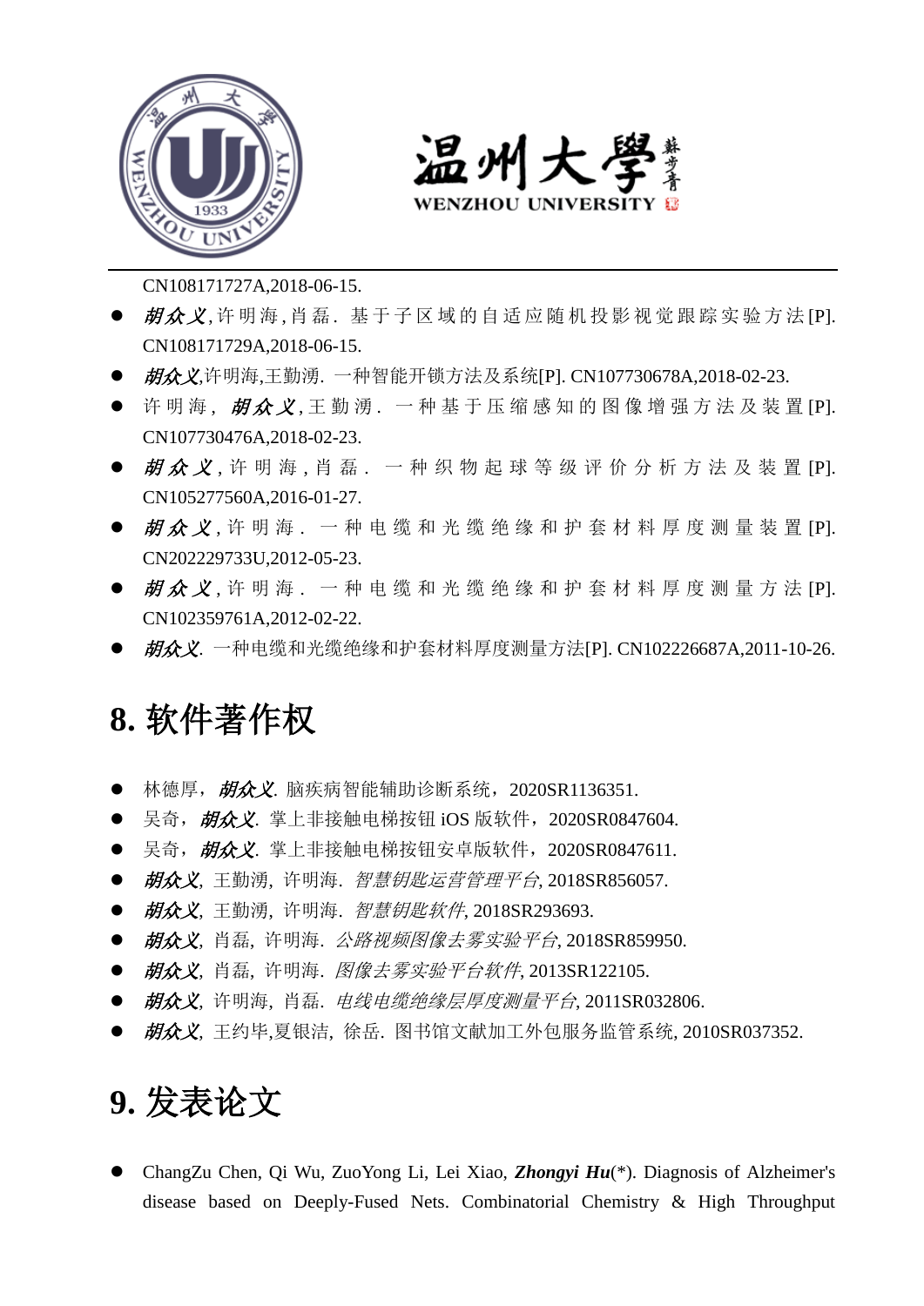CN108171727A,2018-06-15.

- ***胡众义***,许明海,肖磊. 基于子区域的自适应随机投影视觉跟踪实验方法[P]. CN108171729A,2018-06-15.
- ***胡众义***,许明海,王勤湧. 一种智能开锁方法及系统[P]. CN107730678A,2018-02-23.
- 许明海, ***胡众义***,王勤湧. 一种基于压缩感知的图像增强方法及装置[P]. CN107730476A,2018-02-23.
- ***胡众义***,许明海,肖磊. 一种织物起球等级评价分析方法及装置[P]. CN105277560A,2016-01-27.
- ***胡众义***,许明海. 一种电缆和光缆绝缘和护套材料厚度测量装置[P]. CN202229733U,2012-05-23.
- ***胡众义***,许明海. 一种电缆和光缆绝缘和护套材料厚度测量方法[P]. CN102359761A,2012-02-22.
- ***胡众义***. 一种电缆和光缆绝缘和护套材料厚度测量方法[P]. CN102226687A,2011-10-26.

# 8. 软件著作权

- 林德厚，***胡众义***. 脑疾病智能辅助诊断系统，2020SR1136351.
- 吴奇，***胡众义***. 掌上非接触电梯按钮 iOS 版软件，2020SR0847604.
- 吴奇，***胡众义***. 掌上非接触电梯按钮安卓版软件，2020SR0847611.
- ***胡众义***, 王勤湧, 许明海. *智慧钥匙运营管理平台*, 2018SR856057.
- ***胡众义***, 王勤湧, 许明海. *智慧钥匙软件*, 2018SR293693.
- ***胡众义***, 肖磊, 许明海. *公路视频图像去雾实验平台*, 2018SR859950.
- ***胡众义***, 肖磊, 许明海. *图像去雾实验平台软件*, 2013SR122105.
- ***胡众义***, 许明海, 肖磊. *电线电缆绝缘层厚度测量平台*, 2011SR032806.
- ***胡众义***, 王约毕,夏银洁, 徐岳. 图书馆文献加工外包服务监管系统, 2010SR037352.

# 9. 发表论文

- ChangZu Chen, Qi Wu, ZuoYong Li, Lei Xiao, ***Zhongyi Hu***(*). Diagnosis of Alzheimer's disease based on Deeply-Fused Nets. Combinatorial Chemistry & High Throughput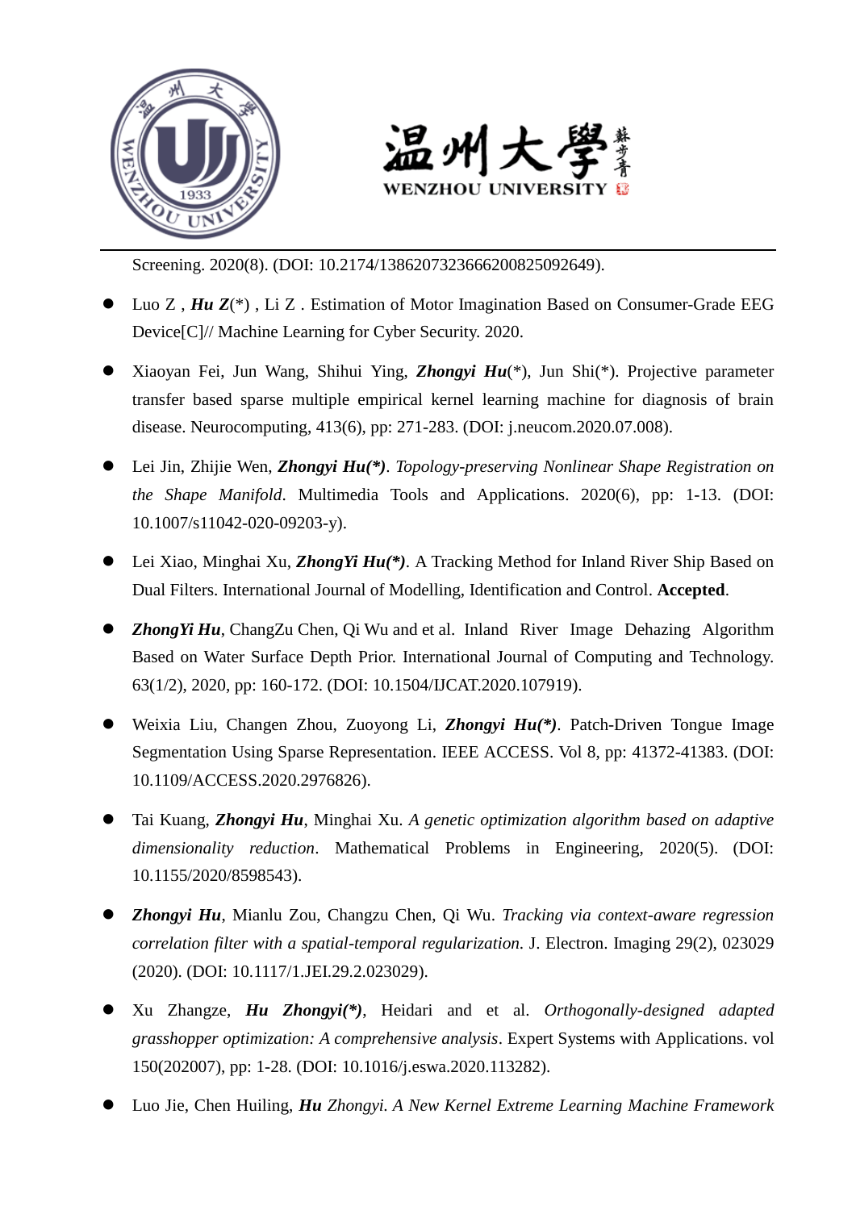Screening. 2020(8). (DOI: 10.2174/1386207323666200825092649).

- Luo Z , ***Hu Z***(*) , Li Z . Estimation of Motor Imagination Based on Consumer-Grade EEG Device[C]// Machine Learning for Cyber Security. 2020.

- Xiaoyan Fei, Jun Wang, Shihui Ying, ***Zhongyi Hu***(*), Jun Shi(*). Projective parameter transfer based sparse multiple empirical kernel learning machine for diagnosis of brain disease. Neurocomputing, 413(6), pp: 271-283. (DOI: j.neucom.2020.07.008).

- Lei Jin, Zhijie Wen, ***Zhongyi Hu(*)***. *Topology-preserving Nonlinear Shape Registration on the Shape Manifold*. Multimedia Tools and Applications. 2020(6), pp: 1-13. (DOI: 10.1007/s11042-020-09203-y).

- Lei Xiao, Minghai Xu, ***ZhongYi Hu(*)***. A Tracking Method for Inland River Ship Based on Dual Filters. International Journal of Modelling, Identification and Control. **Accepted**.

- ***ZhongYi Hu***, ChangZu Chen, Qi Wu and et al. Inland River Image Dehazing Algorithm Based on Water Surface Depth Prior. International Journal of Computing and Technology. 63(1/2), 2020, pp: 160-172. (DOI: 10.1504/IJCAT.2020.107919).

- Weixia Liu, Changen Zhou, Zuoyong Li, ***Zhongyi Hu(*)***. Patch-Driven Tongue Image Segmentation Using Sparse Representation. IEEE ACCESS. Vol 8, pp: 41372-41383. (DOI: 10.1109/ACCESS.2020.2976826).

- Tai Kuang, ***Zhongyi Hu***, Minghai Xu. *A genetic optimization algorithm based on adaptive dimensionality reduction*. Mathematical Problems in Engineering, 2020(5). (DOI: 10.1155/2020/8598543).

- ***Zhongyi Hu***, Mianlu Zou, Changzu Chen, Qi Wu. *Tracking via context-aware regression correlation filter with a spatial-temporal regularization.* J. Electron. Imaging 29(2), 023029 (2020). (DOI: 10.1117/1.JEI.29.2.023029).

- Xu Zhangze, ***Hu Zhongyi(*)***, Heidari and et al. *Orthogonally-designed adapted grasshopper optimization: A comprehensive analysis*. Expert Systems with Applications. vol 150(202007), pp: 1-28. (DOI: 10.1016/j.eswa.2020.113282).

- Luo Jie, Chen Huiling, ***Hu** Zhongyi*. *A New Kernel Extreme Learning Machine Framework*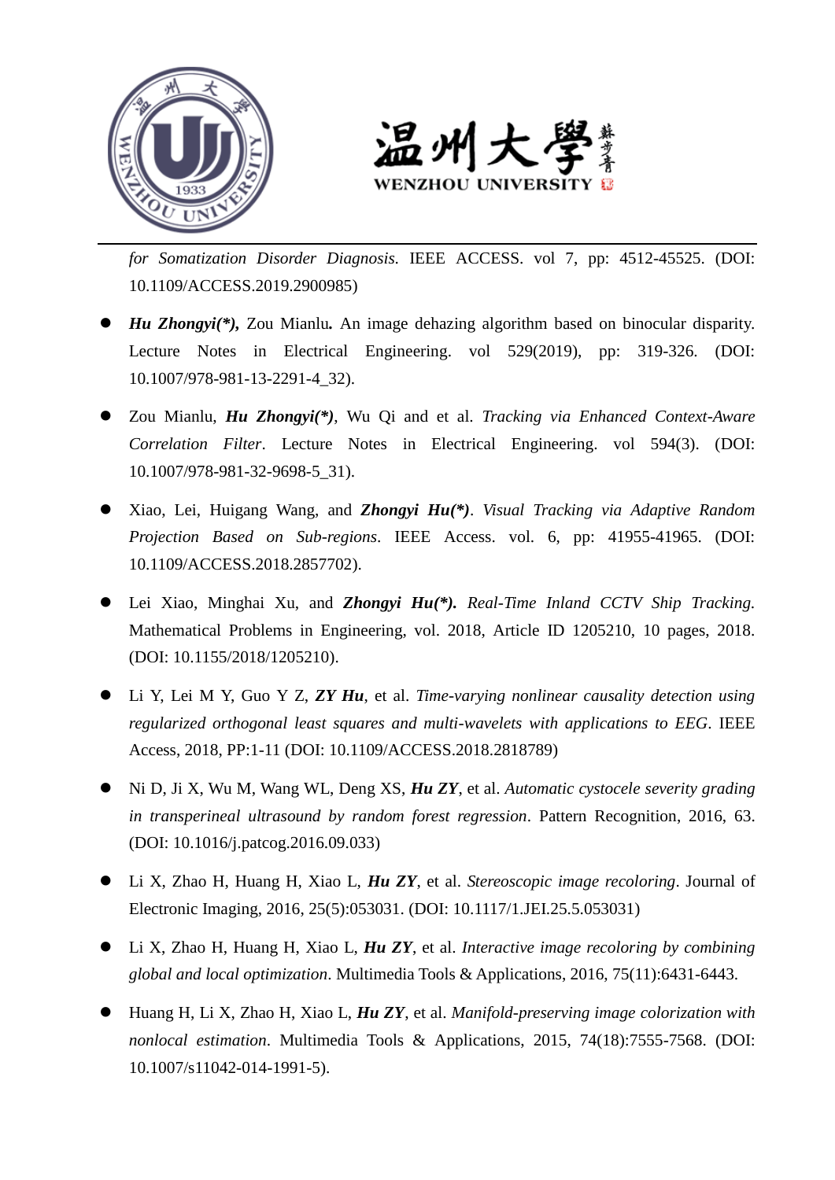*for Somatization Disorder Diagnosis*. IEEE ACCESS. vol 7, pp: 4512-45525. (DOI: 10.1109/ACCESS.2019.2900985)

- ***Hu Zhongyi(*),*** Zou Mianlu**.** An image dehazing algorithm based on binocular disparity. Lecture Notes in Electrical Engineering. vol 529(2019), pp: 319-326. (DOI: 10.1007/978-981-13-2291-4_32).

- Zou Mianlu, ***Hu Zhongyi(*)***, Wu Qi and et al. *Tracking via Enhanced Context-Aware Correlation Filter*. Lecture Notes in Electrical Engineering. vol 594(3). (DOI: 10.1007/978-981-32-9698-5_31).

- Xiao, Lei, Huigang Wang, and ***Zhongyi Hu(*)***. *Visual Tracking via Adaptive Random Projection Based on Sub-regions*. IEEE Access. vol. 6, pp: 41955-41965. (DOI: 10.1109/ACCESS.2018.2857702).

- Lei Xiao, Minghai Xu, and ***Zhongyi Hu(*).*** *Real-Time Inland CCTV Ship Tracking*. Mathematical Problems in Engineering, vol. 2018, Article ID 1205210, 10 pages, 2018. (DOI: 10.1155/2018/1205210).

- Li Y, Lei M Y, Guo Y Z, ***ZY Hu***, et al. *Time-varying nonlinear causality detection using regularized orthogonal least squares and multi-wavelets with applications to EEG*. IEEE Access, 2018, PP:1-11 (DOI: 10.1109/ACCESS.2018.2818789)

- Ni D, Ji X, Wu M, Wang WL, Deng XS, ***Hu ZY***, et al. *Automatic cystocele severity grading in transperineal ultrasound by random forest regression*. Pattern Recognition, 2016, 63. (DOI: 10.1016/j.patcog.2016.09.033)

- Li X, Zhao H, Huang H, Xiao L, ***Hu ZY***, et al. *Stereoscopic image recoloring*. Journal of Electronic Imaging, 2016, 25(5):053031. (DOI: 10.1117/1.JEI.25.5.053031)

- Li X, Zhao H, Huang H, Xiao L, ***Hu ZY***, et al. *Interactive image recoloring by combining global and local optimization*. Multimedia Tools & Applications, 2016, 75(11):6431-6443.

- Huang H, Li X, Zhao H, Xiao L, ***Hu ZY***, et al. *Manifold-preserving image colorization with nonlocal estimation*. Multimedia Tools & Applications, 2015, 74(18):7555-7568. (DOI: 10.1007/s11042-014-1991-5).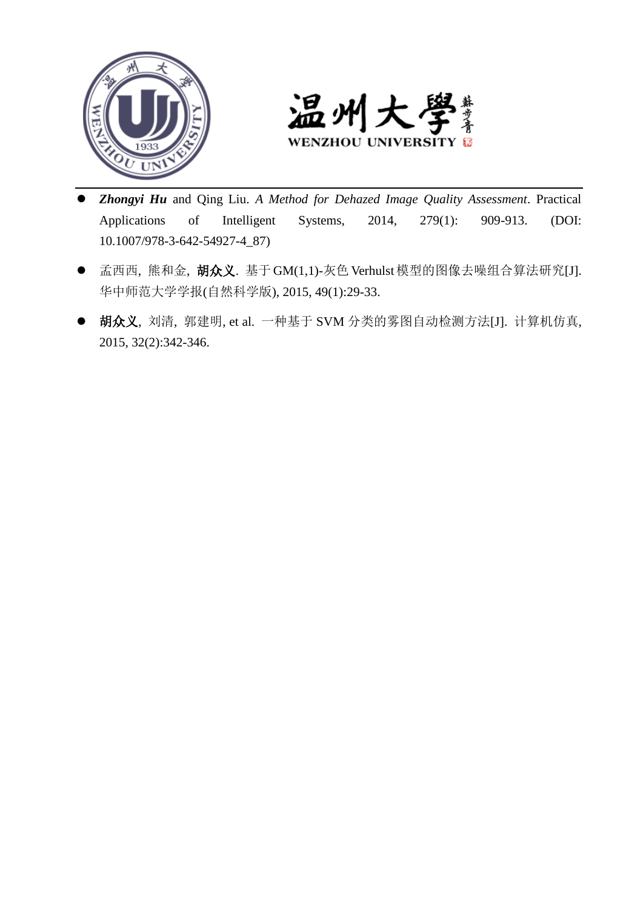- ***Zhongyi Hu*** and Qing Liu. *A Method for Dehazed Image Quality Assessment*. Practical Applications of Intelligent Systems, 2014, 279(1): 909-913. (DOI: 10.1007/978-3-642-54927-4_87)
- 孟西西, 熊和金, **胡众义**. 基于GM(1,1)-灰色Verhulst模型的图像去噪组合算法研究[J]. 华中师范大学学报(自然科学版), 2015, 49(1):29-33.
- **胡众义**, 刘清, 郭建明, et al. 一种基于SVM分类的雾图自动检测方法[J]. 计算机仿真, 2015, 32(2):342-346.